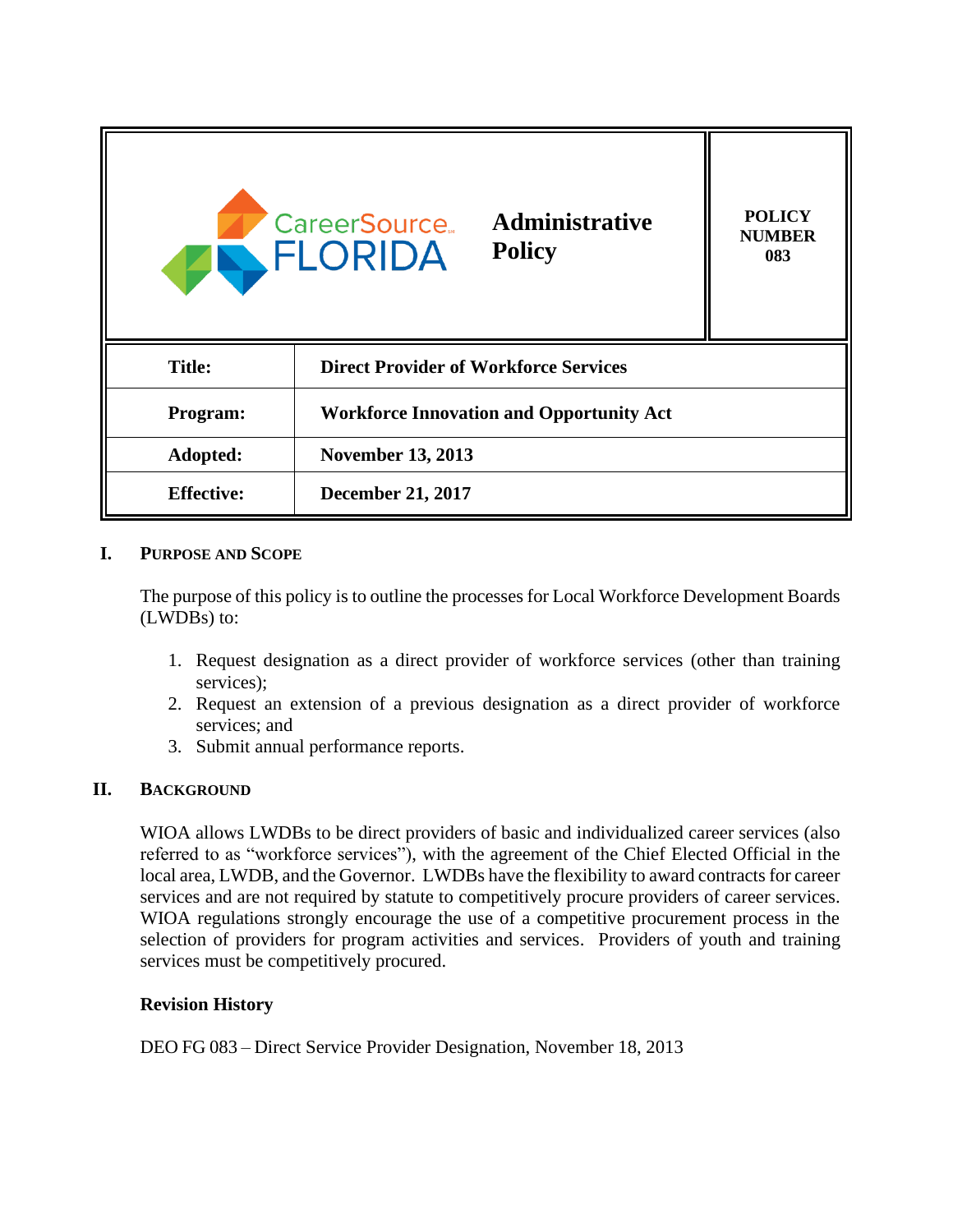| CareerSource FLORIDA | Administrative Policy | POLICY NUMBER 083 |
|---|---|---|
| **Title:** | **Direct Provider of Workforce Services** | |
| **Program:** | **Workforce Innovation and Opportunity Act** | |
| **Adopted:** | **November 13, 2013** | |
| **Effective:** | **December 21, 2017** | |

## I. PURPOSE AND SCOPE

The purpose of this policy is to outline the processes for Local Workforce Development Boards (LWDBs) to:

1. Request designation as a direct provider of workforce services (other than training services);
2. Request an extension of a previous designation as a direct provider of workforce services; and
3. Submit annual performance reports.

## II. BACKGROUND

WIOA allows LWDBs to be direct providers of basic and individualized career services (also referred to as "workforce services"), with the agreement of the Chief Elected Official in the local area, LWDB, and the Governor. LWDBs have the flexibility to award contracts for career services and are not required by statute to competitively procure providers of career services. WIOA regulations strongly encourage the use of a competitive procurement process in the selection of providers for program activities and services. Providers of youth and training services must be competitively procured.

**Revision History**

DEO FG 083 – Direct Service Provider Designation, November 18, 2013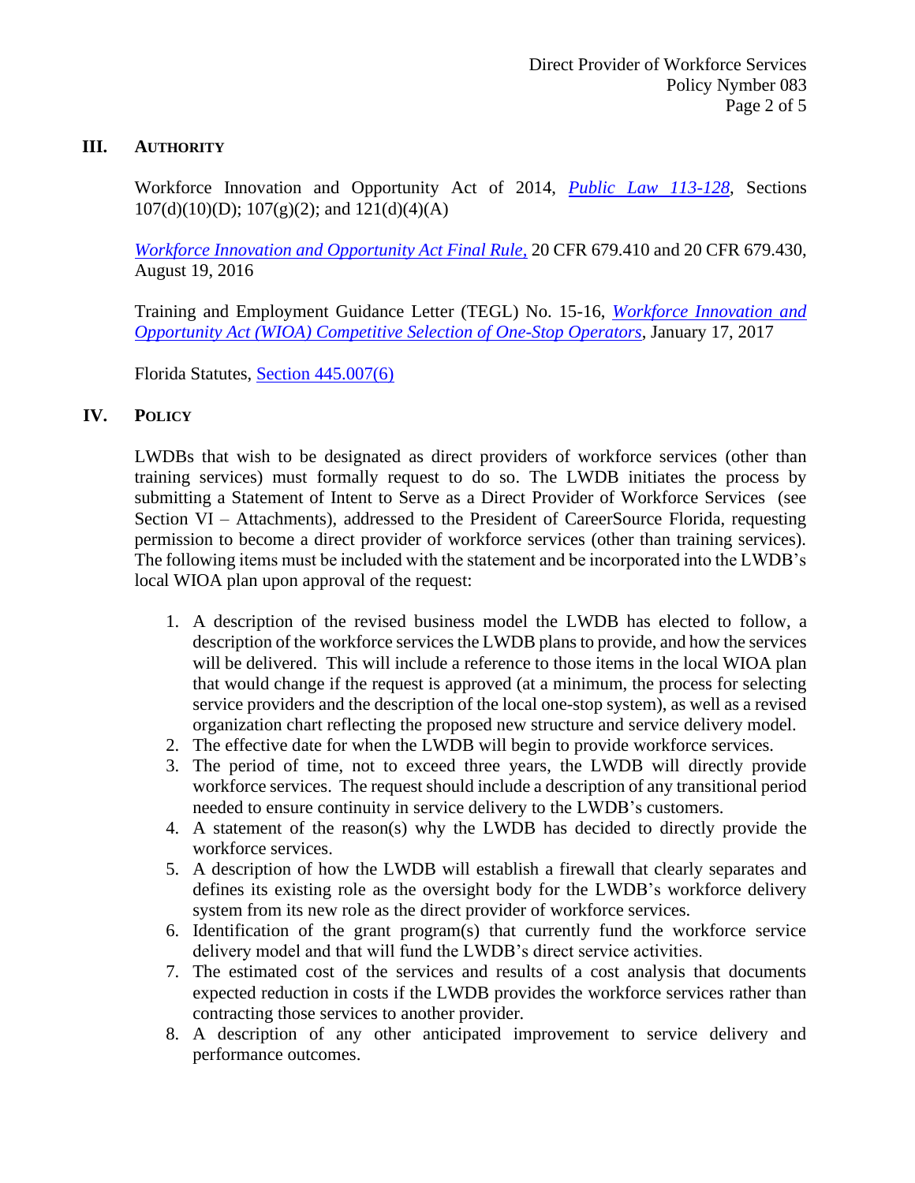## III. AUTHORITY

Workforce Innovation and Opportunity Act of 2014, *Public Law 113-128*, Sections 107(d)(10)(D); 107(g)(2); and 121(d)(4)(A)

*Workforce Innovation and Opportunity Act Final Rule,* 20 CFR 679.410 and 20 CFR 679.430, August 19, 2016

Training and Employment Guidance Letter (TEGL) No. 15-16, *Workforce Innovation and Opportunity Act (WIOA) Competitive Selection of One-Stop Operators*, January 17, 2017

Florida Statutes, Section 445.007(6)

## IV. POLICY

LWDBs that wish to be designated as direct providers of workforce services (other than training services) must formally request to do so. The LWDB initiates the process by submitting a Statement of Intent to Serve as a Direct Provider of Workforce Services (see Section VI – Attachments), addressed to the President of CareerSource Florida, requesting permission to become a direct provider of workforce services (other than training services). The following items must be included with the statement and be incorporated into the LWDB's local WIOA plan upon approval of the request:

1. A description of the revised business model the LWDB has elected to follow, a description of the workforce services the LWDB plans to provide, and how the services will be delivered. This will include a reference to those items in the local WIOA plan that would change if the request is approved (at a minimum, the process for selecting service providers and the description of the local one-stop system), as well as a revised organization chart reflecting the proposed new structure and service delivery model.
2. The effective date for when the LWDB will begin to provide workforce services.
3. The period of time, not to exceed three years, the LWDB will directly provide workforce services. The request should include a description of any transitional period needed to ensure continuity in service delivery to the LWDB's customers.
4. A statement of the reason(s) why the LWDB has decided to directly provide the workforce services.
5. A description of how the LWDB will establish a firewall that clearly separates and defines its existing role as the oversight body for the LWDB's workforce delivery system from its new role as the direct provider of workforce services.
6. Identification of the grant program(s) that currently fund the workforce service delivery model and that will fund the LWDB's direct service activities.
7. The estimated cost of the services and results of a cost analysis that documents expected reduction in costs if the LWDB provides the workforce services rather than contracting those services to another provider.
8. A description of any other anticipated improvement to service delivery and performance outcomes.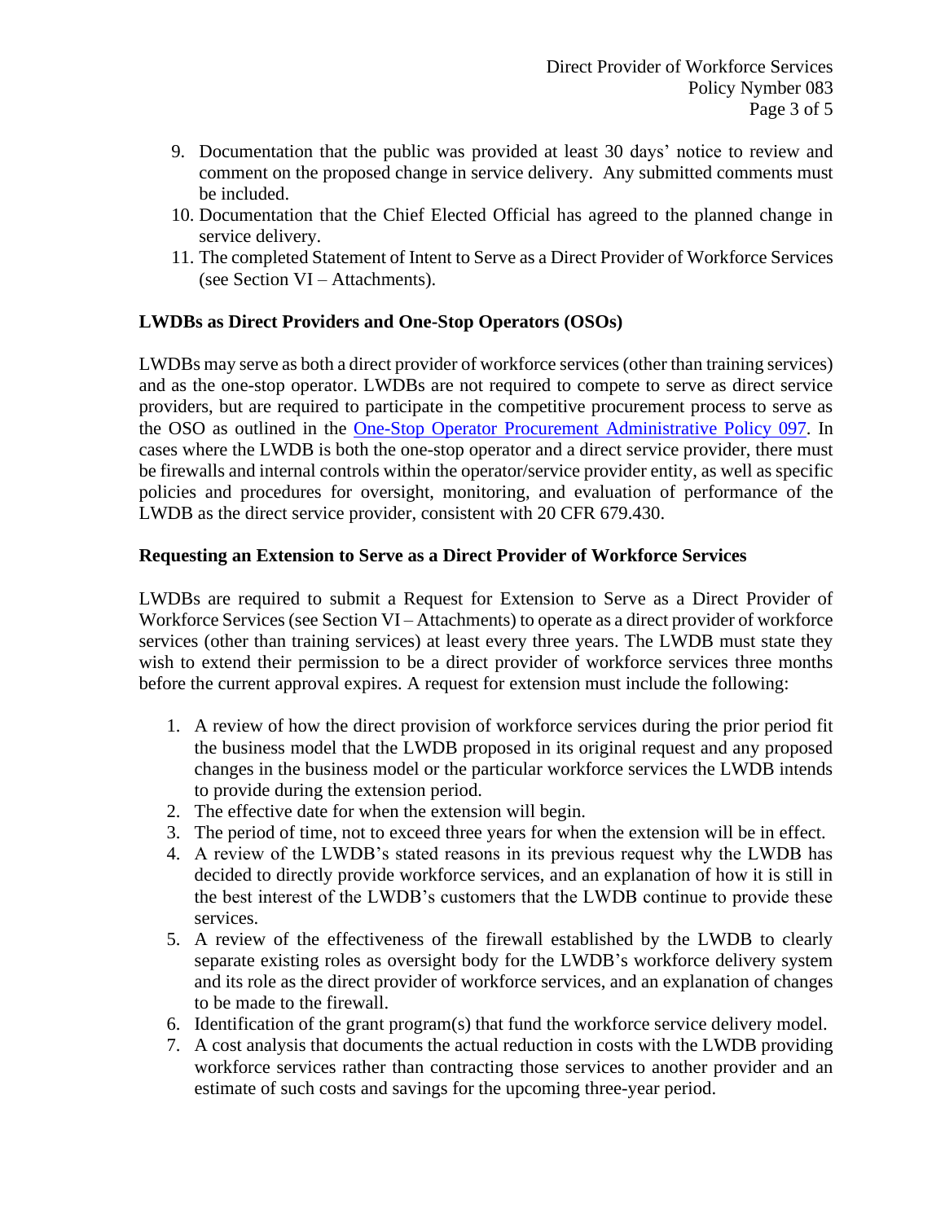9. Documentation that the public was provided at least 30 days' notice to review and comment on the proposed change in service delivery. Any submitted comments must be included.
10. Documentation that the Chief Elected Official has agreed to the planned change in service delivery.
11. The completed Statement of Intent to Serve as a Direct Provider of Workforce Services (see Section VI – Attachments).

**LWDBs as Direct Providers and One-Stop Operators (OSOs)**

LWDBs may serve as both a direct provider of workforce services (other than training services) and as the one-stop operator. LWDBs are not required to compete to serve as direct service providers, but are required to participate in the competitive procurement process to serve as the OSO as outlined in the [One-Stop Operator Procurement Administrative Policy 097](). In cases where the LWDB is both the one-stop operator and a direct service provider, there must be firewalls and internal controls within the operator/service provider entity, as well as specific policies and procedures for oversight, monitoring, and evaluation of performance of the LWDB as the direct service provider, consistent with 20 CFR 679.430.

**Requesting an Extension to Serve as a Direct Provider of Workforce Services**

LWDBs are required to submit a Request for Extension to Serve as a Direct Provider of Workforce Services (see Section VI – Attachments) to operate as a direct provider of workforce services (other than training services) at least every three years. The LWDB must state they wish to extend their permission to be a direct provider of workforce services three months before the current approval expires. A request for extension must include the following:

1. A review of how the direct provision of workforce services during the prior period fit the business model that the LWDB proposed in its original request and any proposed changes in the business model or the particular workforce services the LWDB intends to provide during the extension period.
2. The effective date for when the extension will begin.
3. The period of time, not to exceed three years for when the extension will be in effect.
4. A review of the LWDB's stated reasons in its previous request why the LWDB has decided to directly provide workforce services, and an explanation of how it is still in the best interest of the LWDB's customers that the LWDB continue to provide these services.
5. A review of the effectiveness of the firewall established by the LWDB to clearly separate existing roles as oversight body for the LWDB's workforce delivery system and its role as the direct provider of workforce services, and an explanation of changes to be made to the firewall.
6. Identification of the grant program(s) that fund the workforce service delivery model.
7. A cost analysis that documents the actual reduction in costs with the LWDB providing workforce services rather than contracting those services to another provider and an estimate of such costs and savings for the upcoming three-year period.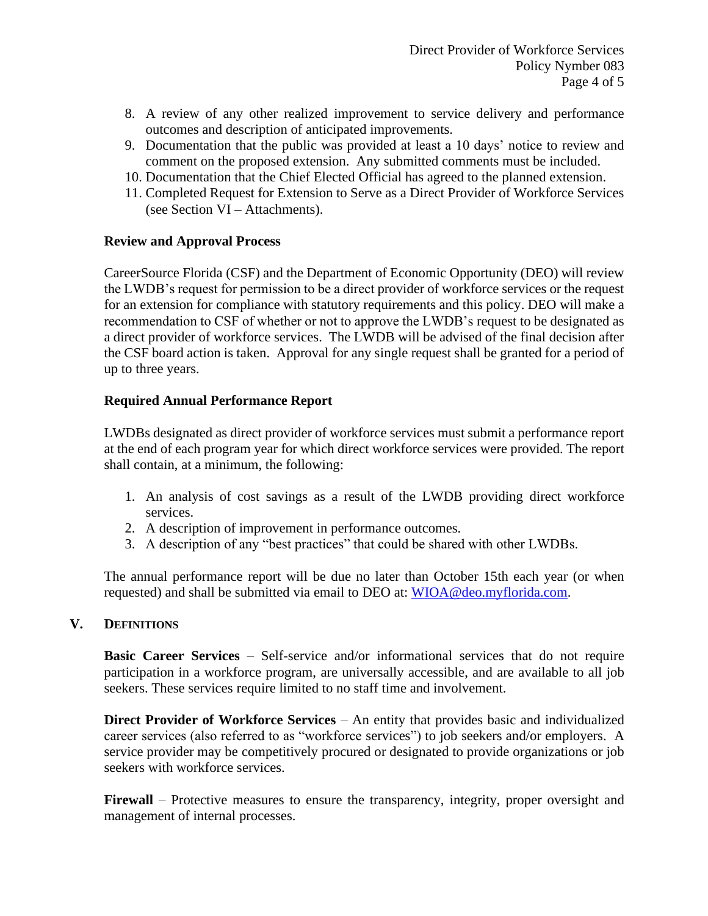8. A review of any other realized improvement to service delivery and performance outcomes and description of anticipated improvements.
9. Documentation that the public was provided at least a 10 days' notice to review and comment on the proposed extension. Any submitted comments must be included.
10. Documentation that the Chief Elected Official has agreed to the planned extension.
11. Completed Request for Extension to Serve as a Direct Provider of Workforce Services (see Section VI – Attachments).

**Review and Approval Process**

CareerSource Florida (CSF) and the Department of Economic Opportunity (DEO) will review the LWDB's request for permission to be a direct provider of workforce services or the request for an extension for compliance with statutory requirements and this policy. DEO will make a recommendation to CSF of whether or not to approve the LWDB's request to be designated as a direct provider of workforce services. The LWDB will be advised of the final decision after the CSF board action is taken. Approval for any single request shall be granted for a period of up to three years.

**Required Annual Performance Report**

LWDBs designated as direct provider of workforce services must submit a performance report at the end of each program year for which direct workforce services were provided. The report shall contain, at a minimum, the following:

1. An analysis of cost savings as a result of the LWDB providing direct workforce services.
2. A description of improvement in performance outcomes.
3. A description of any "best practices" that could be shared with other LWDBs.

The annual performance report will be due no later than October 15th each year (or when requested) and shall be submitted via email to DEO at: WIOA@deo.myflorida.com.

## V. DEFINITIONS

**Basic Career Services** – Self-service and/or informational services that do not require participation in a workforce program, are universally accessible, and are available to all job seekers. These services require limited to no staff time and involvement.

**Direct Provider of Workforce Services** – An entity that provides basic and individualized career services (also referred to as "workforce services") to job seekers and/or employers. A service provider may be competitively procured or designated to provide organizations or job seekers with workforce services.

**Firewall** – Protective measures to ensure the transparency, integrity, proper oversight and management of internal processes.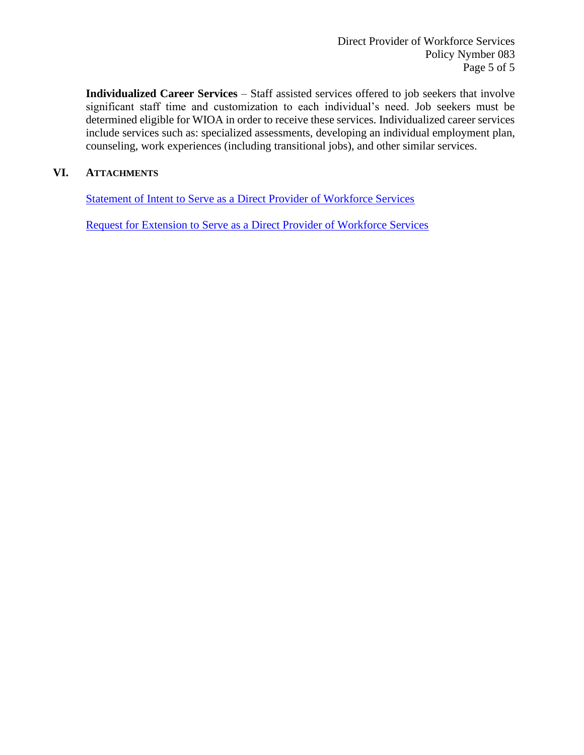**Individualized Career Services** – Staff assisted services offered to job seekers that involve significant staff time and customization to each individual's need. Job seekers must be determined eligible for WIOA in order to receive these services. Individualized career services include services such as: specialized assessments, developing an individual employment plan, counseling, work experiences (including transitional jobs), and other similar services.

## VI. ATTACHMENTS

Statement of Intent to Serve as a Direct Provider of Workforce Services

Request for Extension to Serve as a Direct Provider of Workforce Services